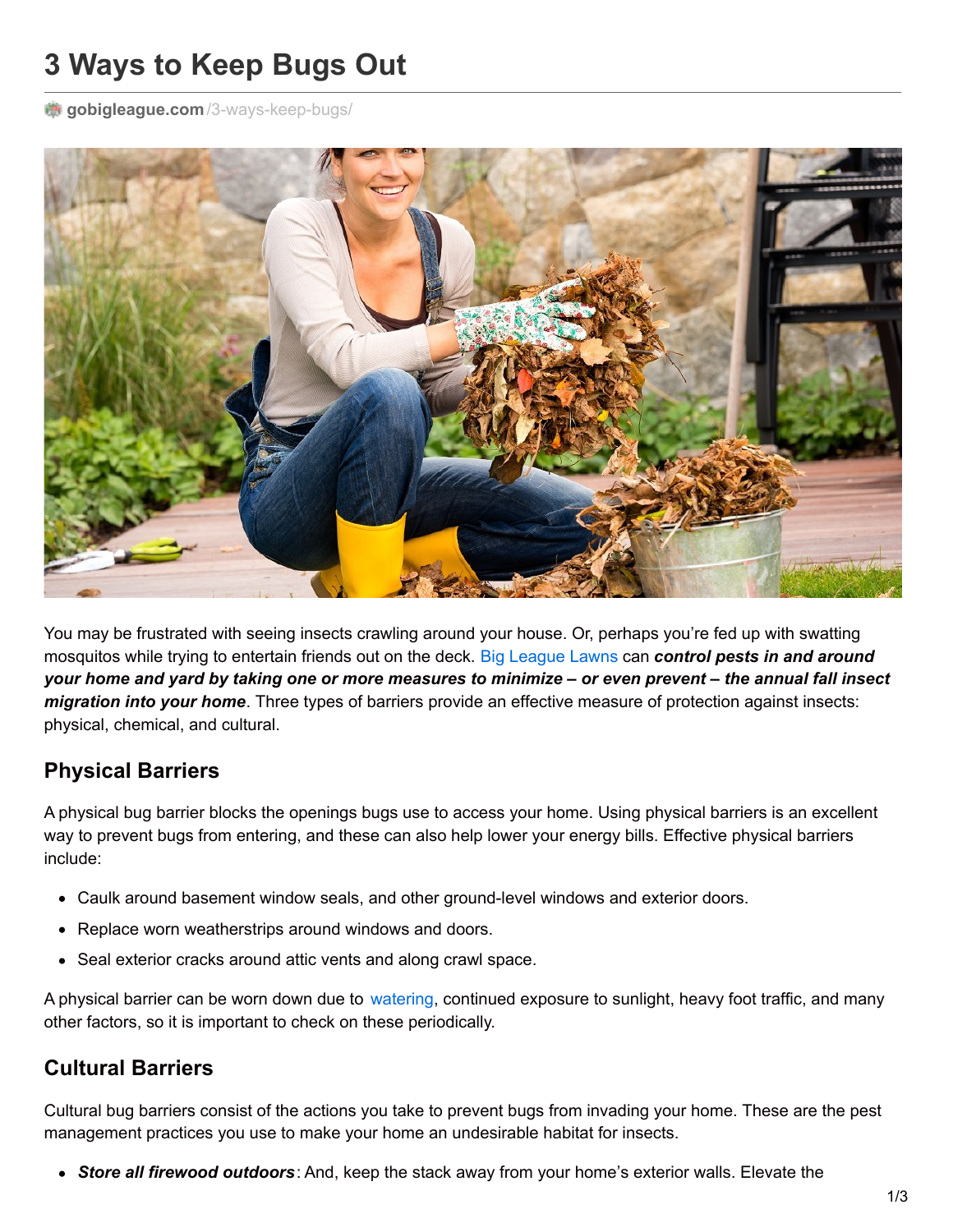# 3 Ways to Keep Bugs Out

gobigleague.com/3-ways-keep-bugs/

You may be frustrated with seeing insects crawling around your house. Or, perhaps you're fed up with swatting mosquitos while trying to entertain friends out on the deck. Big League Lawns can ***control pests in and around your home and yard by taking one or more measures to minimize – or even prevent – the annual fall insect migration into your home***. Three types of barriers provide an effective measure of protection against insects: physical, chemical, and cultural.

## Physical Barriers

A physical bug barrier blocks the openings bugs use to access your home. Using physical barriers is an excellent way to prevent bugs from entering, and these can also help lower your energy bills. Effective physical barriers include:

- Caulk around basement window seals, and other ground-level windows and exterior doors.
- Replace worn weatherstrips around windows and doors.
- Seal exterior cracks around attic vents and along crawl space.

A physical barrier can be worn down due to watering, continued exposure to sunlight, heavy foot traffic, and many other factors, so it is important to check on these periodically.

## Cultural Barriers

Cultural bug barriers consist of the actions you take to prevent bugs from invading your home. These are the pest management practices you use to make your home an undesirable habitat for insects.

- ***Store all firewood outdoors***: And, keep the stack away from your home's exterior walls. Elevate the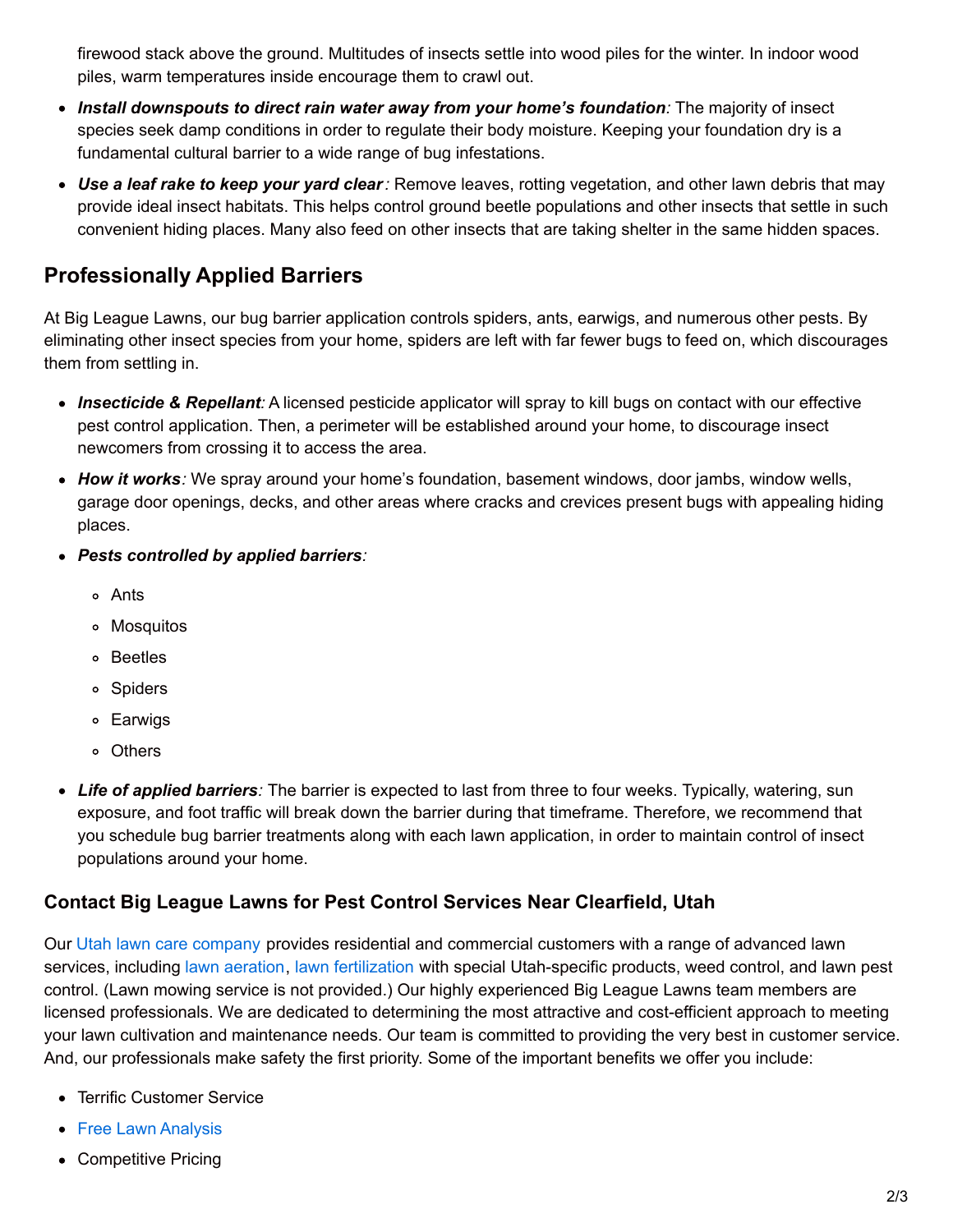firewood stack above the ground. Multitudes of insects settle into wood piles for the winter. In indoor wood piles, warm temperatures inside encourage them to crawl out.

- ***Install downspouts to direct rain water away from your home's foundation***: The majority of insect species seek damp conditions in order to regulate their body moisture. Keeping your foundation dry is a fundamental cultural barrier to a wide range of bug infestations.
- ***Use a leaf rake to keep your yard clear***: Remove leaves, rotting vegetation, and other lawn debris that may provide ideal insect habitats. This helps control ground beetle populations and other insects that settle in such convenient hiding places. Many also feed on other insects that are taking shelter in the same hidden spaces.

## Professionally Applied Barriers

At Big League Lawns, our bug barrier application controls spiders, ants, earwigs, and numerous other pests. By eliminating other insect species from your home, spiders are left with far fewer bugs to feed on, which discourages them from settling in.

- ***Insecticide & Repellant***: A licensed pesticide applicator will spray to kill bugs on contact with our effective pest control application. Then, a perimeter will be established around your home, to discourage insect newcomers from crossing it to access the area.
- ***How it works***: We spray around your home's foundation, basement windows, door jambs, window wells, garage door openings, decks, and other areas where cracks and crevices present bugs with appealing hiding places.
- ***Pests controlled by applied barriers***:
  - Ants
  - Mosquitos
  - Beetles
  - Spiders
  - Earwigs
  - Others
- ***Life of applied barriers***: The barrier is expected to last from three to four weeks. Typically, watering, sun exposure, and foot traffic will break down the barrier during that timeframe. Therefore, we recommend that you schedule bug barrier treatments along with each lawn application, in order to maintain control of insect populations around your home.

### Contact Big League Lawns for Pest Control Services Near Clearfield, Utah

Our Utah lawn care company provides residential and commercial customers with a range of advanced lawn services, including lawn aeration, lawn fertilization with special Utah-specific products, weed control, and lawn pest control. (Lawn mowing service is not provided.) Our highly experienced Big League Lawns team members are licensed professionals. We are dedicated to determining the most attractive and cost-efficient approach to meeting your lawn cultivation and maintenance needs. Our team is committed to providing the very best in customer service. And, our professionals make safety the first priority. Some of the important benefits we offer you include:

- Terrific Customer Service
- Free Lawn Analysis
- Competitive Pricing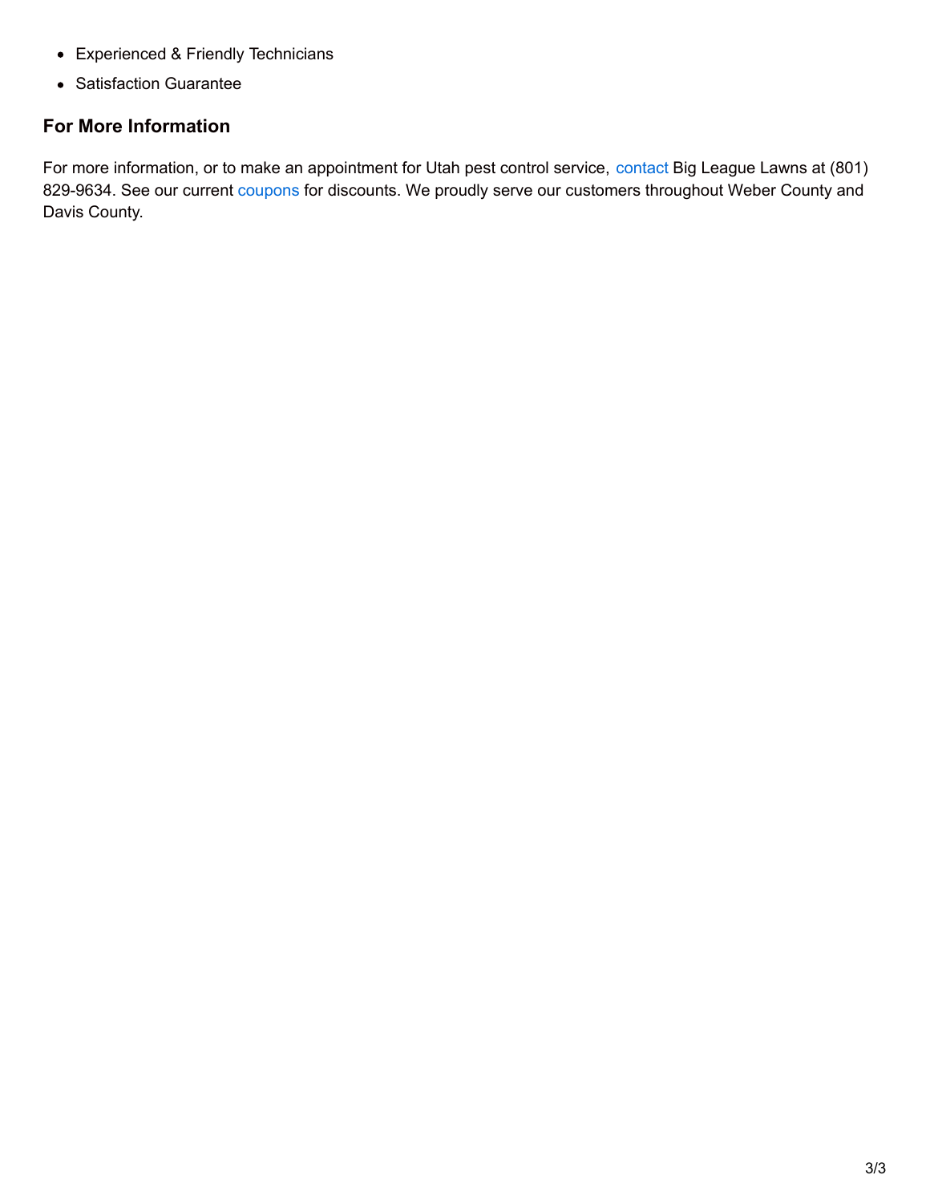- Experienced & Friendly Technicians
- Satisfaction Guarantee

### For More Information

For more information, or to make an appointment for Utah pest control service, contact Big League Lawns at (801) 829-9634. See our current coupons for discounts. We proudly serve our customers throughout Weber County and Davis County.